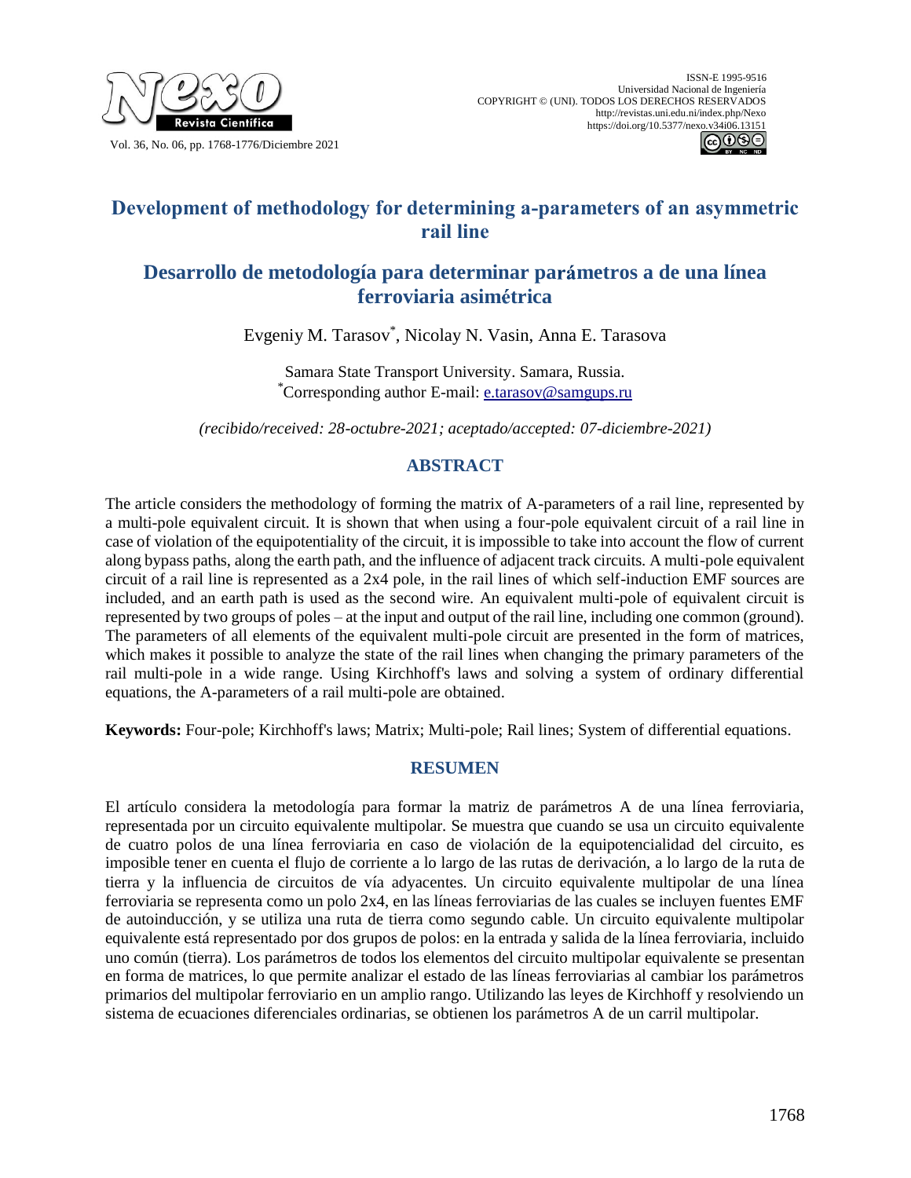# Development of methodology for determining a-parameters of an asymmetric rail line

# Desarrollo de metodología para determinar parámetros a de una línea ferroviaria asimétrica

Evgeniy M. Tarasov*, Nicolay N. Vasin, Anna E. Tarasova

Samara State Transport University. Samara, Russia.
*Corresponding author E-mail: e.tarasov@samgups.ru

*(recibido/received: 28-octubre-2021; aceptado/accepted: 07-diciembre-2021)*

## ABSTRACT

The article considers the methodology of forming the matrix of A-parameters of a rail line, represented by a multi-pole equivalent circuit. It is shown that when using a four-pole equivalent circuit of a rail line in case of violation of the equipotentiality of the circuit, it is impossible to take into account the flow of current along bypass paths, along the earth path, and the influence of adjacent track circuits. A multi-pole equivalent circuit of a rail line is represented as a 2x4 pole, in the rail lines of which self-induction EMF sources are included, and an earth path is used as the second wire. An equivalent multi-pole of equivalent circuit is represented by two groups of poles – at the input and output of the rail line, including one common (ground). The parameters of all elements of the equivalent multi-pole circuit are presented in the form of matrices, which makes it possible to analyze the state of the rail lines when changing the primary parameters of the rail multi-pole in a wide range. Using Kirchhoff's laws and solving a system of ordinary differential equations, the A-parameters of a rail multi-pole are obtained.

**Keywords:** Four-pole; Kirchhoff's laws; Matrix; Multi-pole; Rail lines; System of differential equations.

## RESUMEN

El artículo considera la metodología para formar la matriz de parámetros A de una línea ferroviaria, representada por un circuito equivalente multipolar. Se muestra que cuando se usa un circuito equivalente de cuatro polos de una línea ferroviaria en caso de violación de la equipotencialidad del circuito, es imposible tener en cuenta el flujo de corriente a lo largo de las rutas de derivación, a lo largo de la ruta de tierra y la influencia de circuitos de vía adyacentes. Un circuito equivalente multipolar de una línea ferroviaria se representa como un polo 2x4, en las líneas ferroviarias de las cuales se incluyen fuentes EMF de autoinducción, y se utiliza una ruta de tierra como segundo cable. Un circuito equivalente multipolar equivalente está representado por dos grupos de polos: en la entrada y salida de la línea ferroviaria, incluido uno común (tierra). Los parámetros de todos los elementos del circuito multipolar equivalente se presentan en forma de matrices, lo que permite analizar el estado de las líneas ferroviarias al cambiar los parámetros primarios del multipolar ferroviario en un amplio rango. Utilizando las leyes de Kirchhoff y resolviendo un sistema de ecuaciones diferenciales ordinarias, se obtienen los parámetros A de un carril multipolar.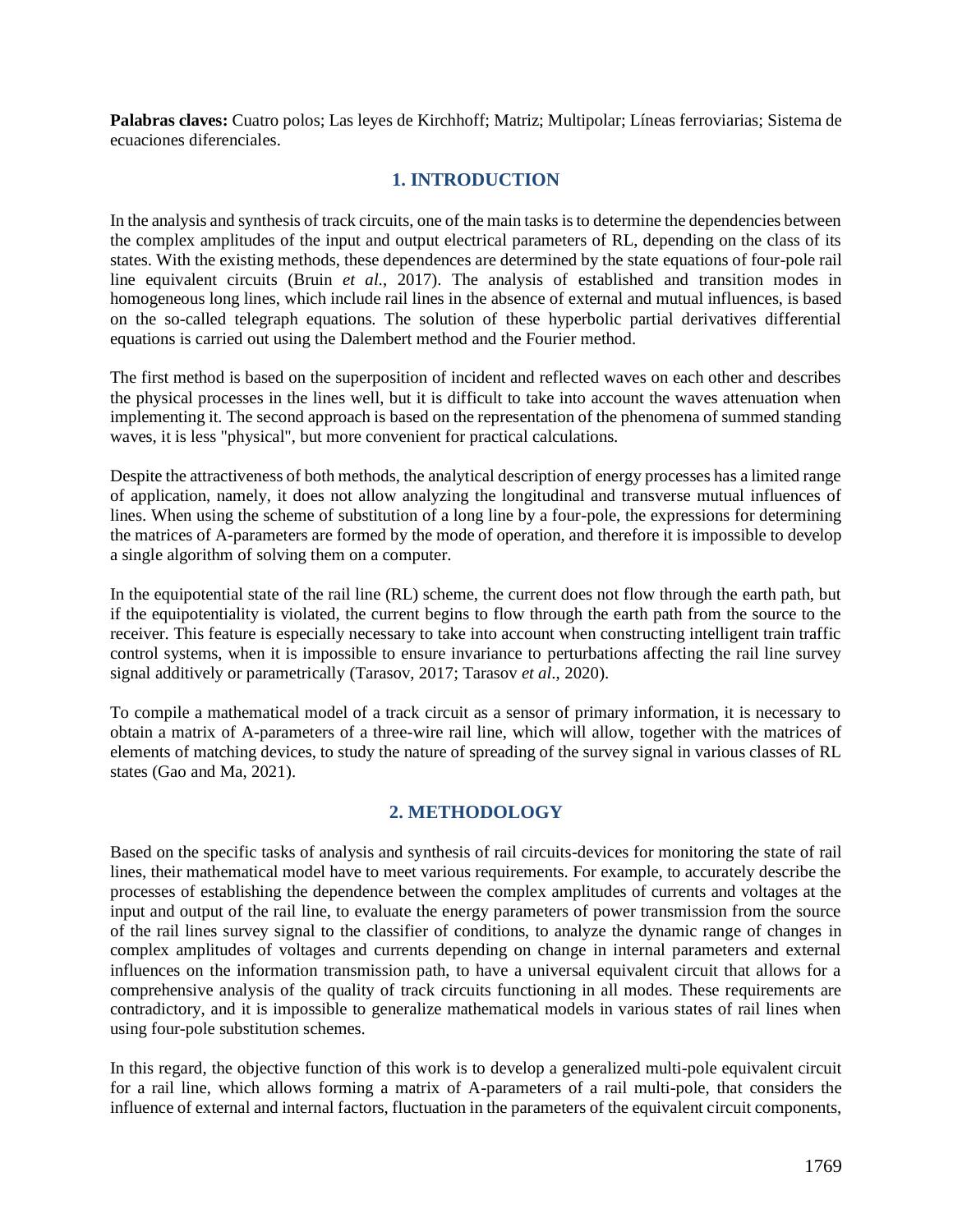**Palabras claves:** Cuatro polos; Las leyes de Kirchhoff; Matriz; Multipolar; Líneas ferroviarias; Sistema de ecuaciones diferenciales.

## 1. INTRODUCTION

In the analysis and synthesis of track circuits, one of the main tasks is to determine the dependencies between the complex amplitudes of the input and output electrical parameters of RL, depending on the class of its states. With the existing methods, these dependences are determined by the state equations of four-pole rail line equivalent circuits (Bruin *et al.*, 2017). The analysis of established and transition modes in homogeneous long lines, which include rail lines in the absence of external and mutual influences, is based on the so-called telegraph equations. The solution of these hyperbolic partial derivatives differential equations is carried out using the Dalembert method and the Fourier method.

The first method is based on the superposition of incident and reflected waves on each other and describes the physical processes in the lines well, but it is difficult to take into account the waves attenuation when implementing it. The second approach is based on the representation of the phenomena of summed standing waves, it is less "physical", but more convenient for practical calculations.

Despite the attractiveness of both methods, the analytical description of energy processes has a limited range of application, namely, it does not allow analyzing the longitudinal and transverse mutual influences of lines. When using the scheme of substitution of a long line by a four-pole, the expressions for determining the matrices of A-parameters are formed by the mode of operation, and therefore it is impossible to develop a single algorithm of solving them on a computer.

In the equipotential state of the rail line (RL) scheme, the current does not flow through the earth path, but if the equipotentiality is violated, the current begins to flow through the earth path from the source to the receiver. This feature is especially necessary to take into account when constructing intelligent train traffic control systems, when it is impossible to ensure invariance to perturbations affecting the rail line survey signal additively or parametrically (Tarasov, 2017; Tarasov *et al*., 2020).

To compile a mathematical model of a track circuit as a sensor of primary information, it is necessary to obtain a matrix of A-parameters of a three-wire rail line, which will allow, together with the matrices of elements of matching devices, to study the nature of spreading of the survey signal in various classes of RL states (Gao and Ma, 2021).

## 2. METHODOLOGY

Based on the specific tasks of analysis and synthesis of rail circuits-devices for monitoring the state of rail lines, their mathematical model have to meet various requirements. For example, to accurately describe the processes of establishing the dependence between the complex amplitudes of currents and voltages at the input and output of the rail line, to evaluate the energy parameters of power transmission from the source of the rail lines survey signal to the classifier of conditions, to analyze the dynamic range of changes in complex amplitudes of voltages and currents depending on change in internal parameters and external influences on the information transmission path, to have a universal equivalent circuit that allows for a comprehensive analysis of the quality of track circuits functioning in all modes. These requirements are contradictory, and it is impossible to generalize mathematical models in various states of rail lines when using four-pole substitution schemes.

In this regard, the objective function of this work is to develop a generalized multi-pole equivalent circuit for a rail line, which allows forming a matrix of A-parameters of a rail multi-pole, that considers the influence of external and internal factors, fluctuation in the parameters of the equivalent circuit components,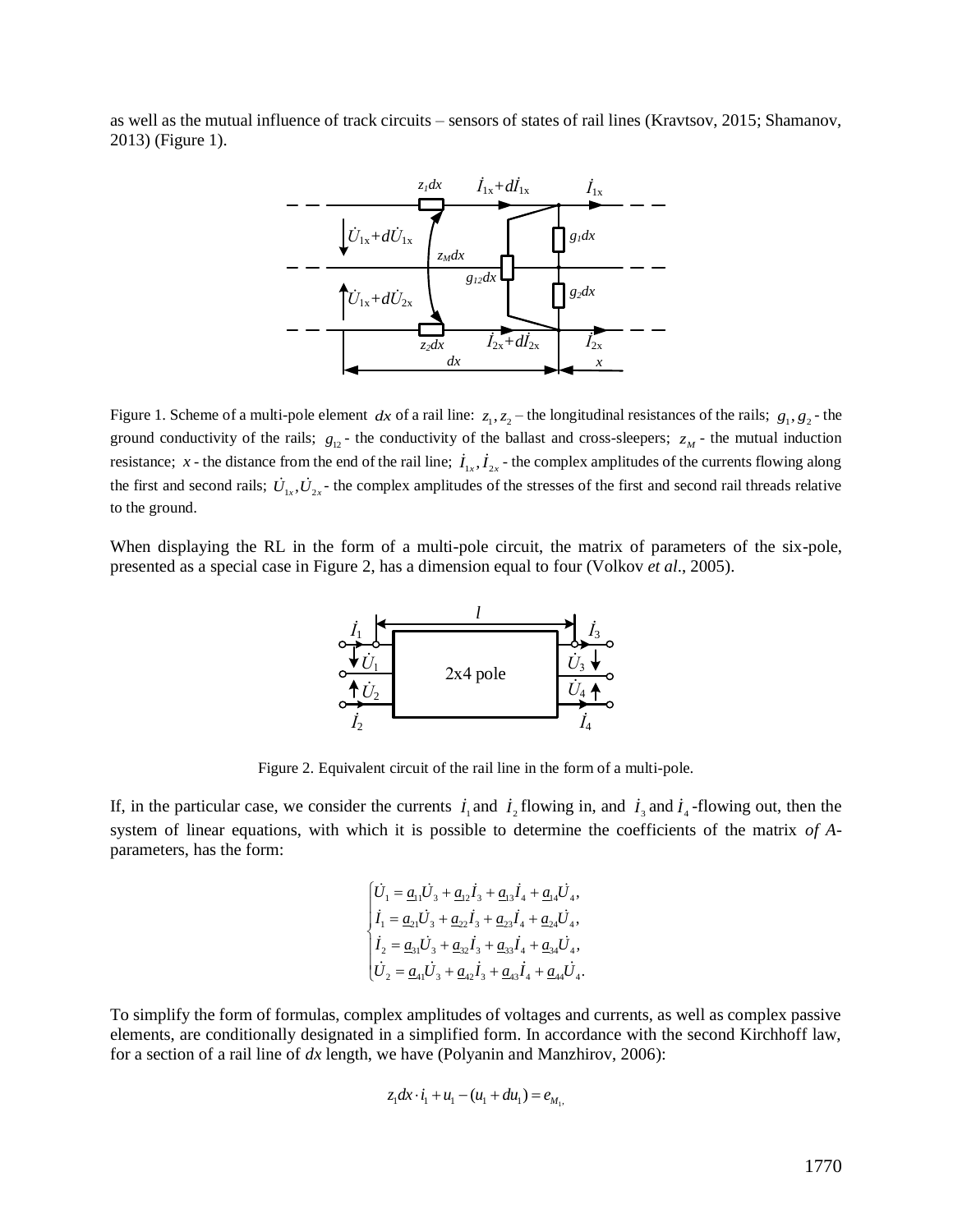as well as the mutual influence of track circuits – sensors of states of rail lines (Kravtsov, 2015; Shamanov, 2013) (Figure 1).

Figure 1. Scheme of a multi-pole element $dx$ of a rail line: $z_1, z_2$ – the longitudinal resistances of the rails; $g_1, g_2$ - the ground conductivity of the rails; $g_{12}$ - the conductivity of the ballast and cross-sleepers; $z_M$ - the mutual induction resistance; $x$ - the distance from the end of the rail line; $\dot{I}_{1x}, \dot{I}_{2x}$ - the complex amplitudes of the currents flowing along the first and second rails; $\dot{U}_{1x}, \dot{U}_{2x}$ - the complex amplitudes of the stresses of the first and second rail threads relative to the ground.

When displaying the RL in the form of a multi-pole circuit, the matrix of parameters of the six-pole, presented as a special case in Figure 2, has a dimension equal to four (Volkov *et al*., 2005).

Figure 2. Equivalent circuit of the rail line in the form of a multi-pole.

If, in the particular case, we consider the currents $\dot{I}_1$ and $\dot{I}_2$ flowing in, and $\dot{I}_3$ and $\dot{I}_4$ -flowing out, then the system of linear equations, with which it is possible to determine the coefficients of the matrix *of A*-parameters, has the form:

$$\begin{cases} \dot{U}_1 = \underline{a}_{11}\dot{U}_3 + \underline{a}_{12}\dot{I}_3 + \underline{a}_{13}\dot{I}_4 + \underline{a}_{14}\dot{U}_4, \\ \dot{I}_1 = \underline{a}_{21}\dot{U}_3 + \underline{a}_{22}\dot{I}_3 + \underline{a}_{23}\dot{I}_4 + \underline{a}_{24}\dot{U}_4, \\ \dot{I}_2 = \underline{a}_{31}\dot{U}_3 + \underline{a}_{32}\dot{I}_3 + \underline{a}_{33}\dot{I}_4 + \underline{a}_{34}\dot{U}_4, \\ \dot{U}_2 = \underline{a}_{41}\dot{U}_3 + \underline{a}_{42}\dot{I}_3 + \underline{a}_{43}\dot{I}_4 + \underline{a}_{44}\dot{U}_4. \end{cases}$$

To simplify the form of formulas, complex amplitudes of voltages and currents, as well as complex passive elements, are conditionally designated in a simplified form. In accordance with the second Kirchhoff law, for a section of a rail line of *dx* length, we have (Polyanin and Manzhirov, 2006):

$$z_1 dx \cdot i_1 + u_1 - (u_1 + du_1) = e_{M_1},$$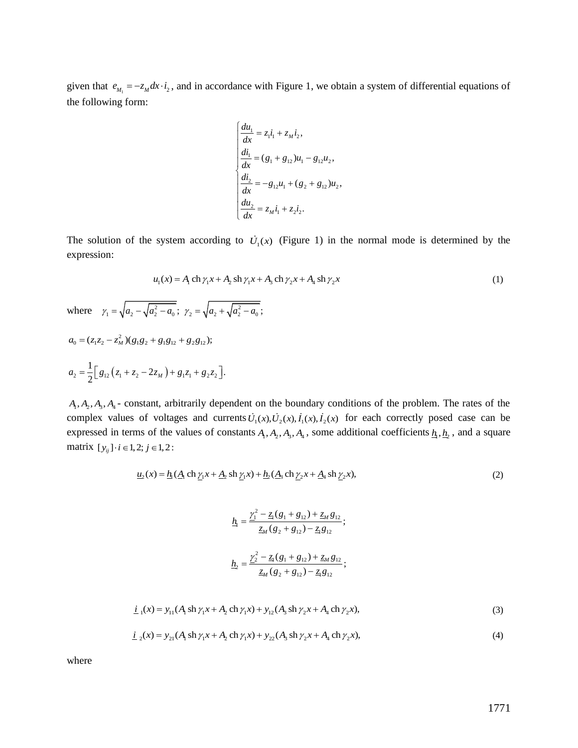given that $e_{M_1} = -z_M dx \cdot i_2$, and in accordance with Figure 1, we obtain a system of differential equations of the following form:

$$
\begin{cases}
\dfrac{du_1}{dx} = z_1 i_1 + z_M i_2, \\
\dfrac{di_1}{dx} = (g_1 + g_{12})u_1 - g_{12}u_2, \\
\dfrac{di_2}{dx} = -g_{12}u_1 + (g_2 + g_{12})u_2, \\
\dfrac{du_2}{dx} = z_M i_1 + z_2 i_2.
\end{cases}
$$

The solution of the system according to $\dot{U}_1(x)$ (Figure 1) in the normal mode is determined by the expression:

$$
u_1(x) = A_1 \operatorname{ch}\gamma_1 x + A_2 \operatorname{sh}\gamma_1 x + A_3 \operatorname{ch}\gamma_2 x + A_4 \operatorname{sh}\gamma_2 x \tag{1}
$$

where $\gamma_1 = \sqrt{a_2 - \sqrt{a_2^2 - a_0}}$; $\gamma_2 = \sqrt{a_2 + \sqrt{a_2^2 - a_0}}$;

$$
a_0 = (z_1 z_2 - z_M^2)(g_1 g_2 + g_1 g_{12} + g_2 g_{12});
$$

$$
a_2 = \frac{1}{2}\left[ g_{12}\left(z_1 + z_2 - 2z_M\right) + g_1 z_1 + g_2 z_2 \right].
$$

$A_1, A_2, A_3, A_4$ - constant, arbitrarily dependent on the boundary conditions of the problem. The rates of the complex values of voltages and currents $\dot{U}_1(x), \dot{U}_2(x), \dot{I}_1(x), \dot{I}_2(x)$ for each correctly posed case can be expressed in terms of the values of constants $A_1, A_2, A_3, A_4$, some additional coefficients $\underline{h}_1, \underline{h}_2$, and a square matrix $[y_{ij}] \cdot i \in 1,2;\ j \in 1,2$:

$$
\underline{u}_2(x) = \underline{h}_1(\underline{A}_1 \operatorname{ch}\underline{\gamma}_1 x + \underline{A}_2 \operatorname{sh}\underline{\gamma}_1 x) + \underline{h}_2(\underline{A}_3 \operatorname{ch}\underline{\gamma}_2 x + \underline{A}_4 \operatorname{sh}\underline{\gamma}_2 x), \tag{2}
$$

$$
\underline{h}_1 = \frac{\underline{\gamma}_1^2 - \underline{z}_1(g_1 + g_{12}) + \underline{z}_M g_{12}}{\underline{z}_M(g_2 + g_{12}) - \underline{z}_1 g_{12}};
$$

$$
\underline{h}_2 = \frac{\underline{\gamma}_2^2 - \underline{z}_1(g_1 + g_{12}) + \underline{z}_M g_{12}}{\underline{z}_M(g_2 + g_{12}) - \underline{z}_1 g_{12}};
$$

$$
\underline{i}_1(x) = y_{11}(A_1 \operatorname{sh}\gamma_1 x + A_2 \operatorname{ch}\gamma_1 x) + y_{12}(A_3 \operatorname{sh}\gamma_2 x + A_4 \operatorname{ch}\gamma_2 x), \tag{3}
$$

$$
\underline{i}_2(x) = y_{21}(A_1 \operatorname{sh}\gamma_1 x + A_2 \operatorname{ch}\gamma_1 x) + y_{22}(A_3 \operatorname{sh}\gamma_2 x + A_4 \operatorname{ch}\gamma_2 x), \tag{4}
$$

where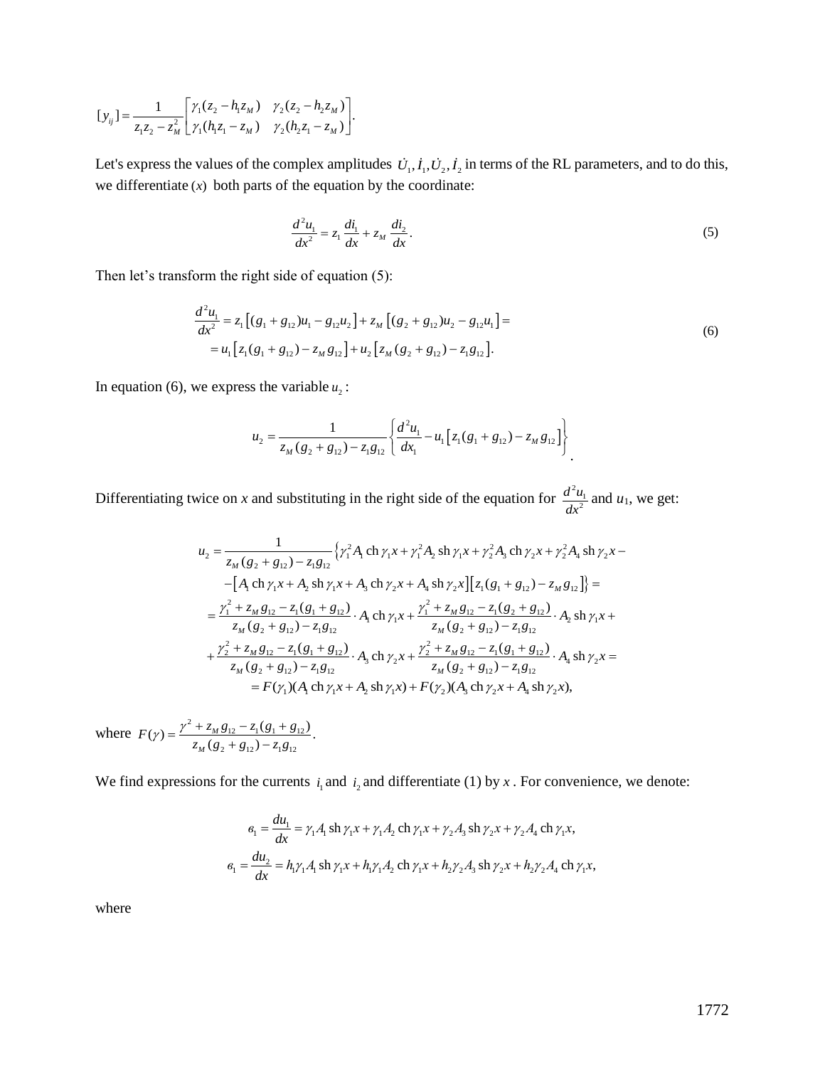$$[y_{ij}] = \frac{1}{z_1 z_2 - z_M^2} \begin{bmatrix} \gamma_1(z_2 - h_1 z_M) & \gamma_2(z_2 - h_2 z_M) \\ \gamma_1(h_1 z_1 - z_M) & \gamma_2(h_2 z_1 - z_M) \end{bmatrix}.$$

Let's express the values of the complex amplitudes $\dot{U}_1, \dot{I}_1, \dot{U}_2, \dot{I}_2$ in terms of the RL parameters, and to do this, we differentiate $(x)$ both parts of the equation by the coordinate:

$$\frac{d^2 u_1}{dx^2} = z_1 \frac{di_1}{dx} + z_M \frac{di_2}{dx}. \tag{5}$$

Then let's transform the right side of equation (5):

$$\begin{aligned} \frac{d^2 u_1}{dx^2} &= z_1 \left[ (g_1 + g_{12}) u_1 - g_{12} u_2 \right] + z_M \left[ (g_2 + g_{12}) u_2 - g_{12} u_1 \right] = \\ &= u_1 \left[ z_1 (g_1 + g_{12}) - z_M g_{12} \right] + u_2 \left[ z_M (g_2 + g_{12}) - z_1 g_{12} \right]. \end{aligned} \tag{6}$$

In equation (6), we express the variable $u_2$:

$$u_2 = \frac{1}{z_M (g_2 + g_{12}) - z_1 g_{12}} \left\{ \frac{d^2 u_1}{dx_1} - u_1 \left[ z_1 (g_1 + g_{12}) - z_M g_{12} \right] \right\}.$$

Differentiating twice on $x$ and substituting in the right side of the equation for $\frac{d^2 u_1}{dx^2}$ and $u_1$, we get:

$$\begin{aligned} u_2 &= \frac{1}{z_M (g_2 + g_{12}) - z_1 g_{12}} \left\{ \gamma_1^2 A_1 \operatorname{ch} \gamma_1 x + \gamma_1^2 A_2 \operatorname{sh} \gamma_1 x + \gamma_2^2 A_3 \operatorname{ch} \gamma_2 x + \gamma_2^2 A_4 \operatorname{sh} \gamma_2 x - \right. \\ &\quad \left. - \left[ A_1 \operatorname{ch} \gamma_1 x + A_2 \operatorname{sh} \gamma_1 x + A_3 \operatorname{ch} \gamma_2 x + A_4 \operatorname{sh} \gamma_2 x \right] \left[ z_1 (g_1 + g_{12}) - z_M g_{12} \right] \right\} = \\ &= \frac{\gamma_1^2 + z_M g_{12} - z_1 (g_1 + g_{12})}{z_M (g_2 + g_{12}) - z_1 g_{12}} \cdot A_1 \operatorname{ch} \gamma_1 x + \frac{\gamma_1^2 + z_M g_{12} - z_1 (g_2 + g_{12})}{z_M (g_2 + g_{12}) - z_1 g_{12}} \cdot A_2 \operatorname{sh} \gamma_1 x + \\ &\quad + \frac{\gamma_2^2 + z_M g_{12} - z_1 (g_1 + g_{12})}{z_M (g_2 + g_{12}) - z_1 g_{12}} \cdot A_3 \operatorname{ch} \gamma_2 x + \frac{\gamma_2^2 + z_M g_{12} - z_1 (g_1 + g_{12})}{z_M (g_2 + g_{12}) - z_1 g_{12}} \cdot A_4 \operatorname{sh} \gamma_2 x = \\ &= F(\gamma_1)(A_1 \operatorname{ch} \gamma_1 x + A_2 \operatorname{sh} \gamma_1 x) + F(\gamma_2)(A_3 \operatorname{ch} \gamma_2 x + A_4 \operatorname{sh} \gamma_2 x), \end{aligned}$$

where $F(\gamma) = \dfrac{\gamma^2 + z_M g_{12} - z_1 (g_1 + g_{12})}{z_M (g_2 + g_{12}) - z_1 g_{12}}$.

We find expressions for the currents $i_1$ and $i_2$ and differentiate (1) by $x$. For convenience, we denote:

$$\begin{aligned} в_1 &= \frac{du_1}{dx} = \gamma_1 A_1 \operatorname{sh} \gamma_1 x + \gamma_1 A_2 \operatorname{ch} \gamma_1 x + \gamma_2 A_3 \operatorname{sh} \gamma_2 x + \gamma_2 A_4 \operatorname{ch} \gamma_1 x, \\ в_1 &= \frac{du_2}{dx} = h_1 \gamma_1 A_1 \operatorname{sh} \gamma_1 x + h_1 \gamma_1 A_2 \operatorname{ch} \gamma_1 x + h_2 \gamma_2 A_3 \operatorname{sh} \gamma_2 x + h_2 \gamma_2 A_4 \operatorname{ch} \gamma_1 x, \end{aligned}$$

where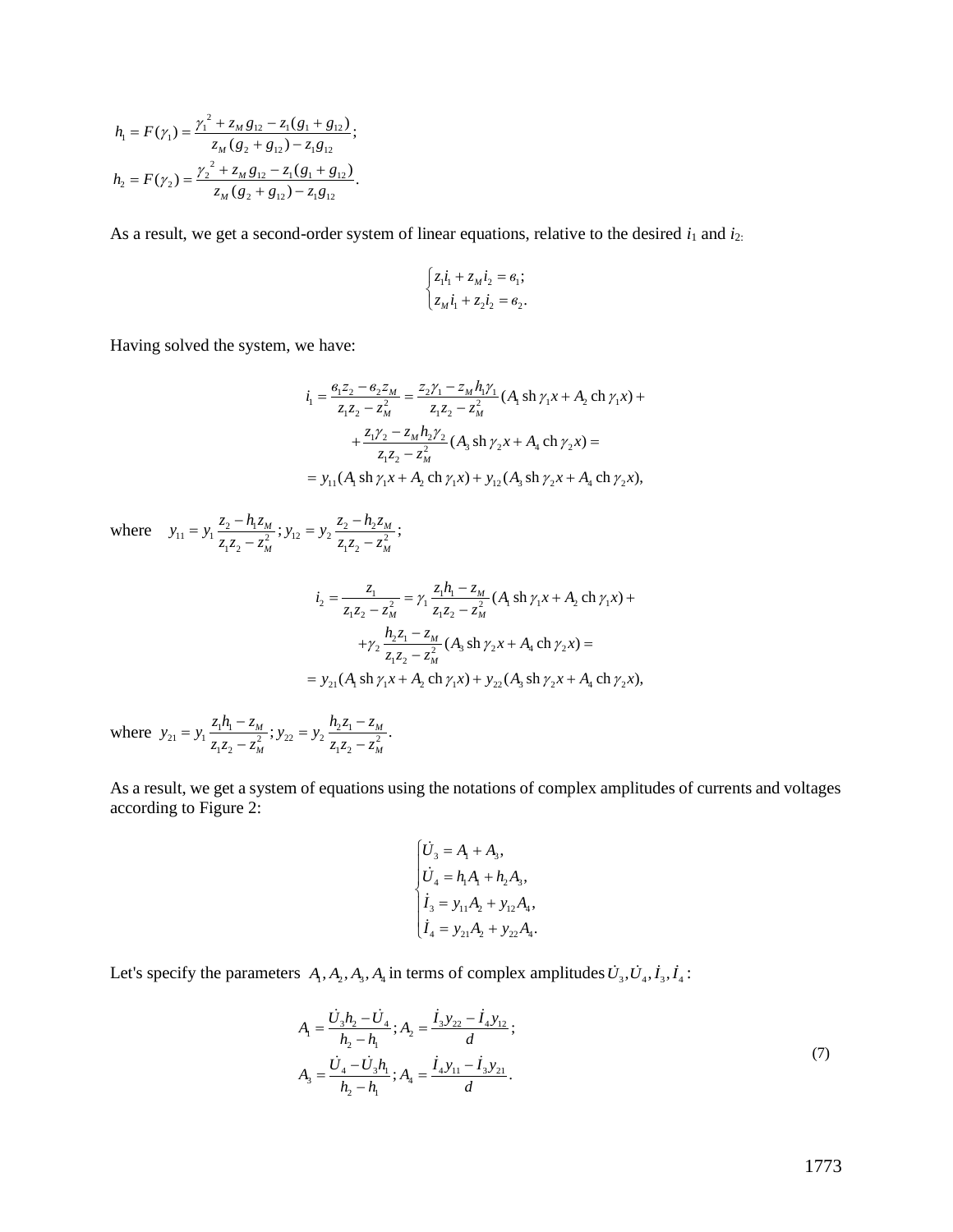$$h_1 = F(\gamma_1) = \frac{\gamma_1{}^2 + z_M g_{12} - z_1(g_1 + g_{12})}{z_M(g_2 + g_{12}) - z_1 g_{12}};$$

$$h_2 = F(\gamma_2) = \frac{\gamma_2{}^2 + z_M g_{12} - z_1(g_1 + g_{12})}{z_M(g_2 + g_{12}) - z_1 g_{12}}.$$

As a result, we get a second-order system of linear equations, relative to the desired $i_1$ and $i_2$:

$$\begin{cases} z_1 i_1 + z_M i_2 = в_1; \\ z_M i_1 + z_2 i_2 = в_2. \end{cases}$$

Having solved the system, we have:

$$\begin{aligned} i_1 = \frac{в_1 z_2 - в_2 z_M}{z_1 z_2 - z_M^2} &= \frac{z_2\gamma_1 - z_M h_1\gamma_1}{z_1 z_2 - z_M^2}(A_1 \operatorname{sh}\gamma_1 x + A_2 \operatorname{ch}\gamma_1 x) + \\ &+ \frac{z_1\gamma_2 - z_M h_2\gamma_2}{z_1 z_2 - z_M^2}(A_3 \operatorname{sh}\gamma_2 x + A_4 \operatorname{ch}\gamma_2 x) = \\ &= y_{11}(A_1 \operatorname{sh}\gamma_1 x + A_2 \operatorname{ch}\gamma_1 x) + y_{12}(A_3 \operatorname{sh}\gamma_2 x + A_4 \operatorname{ch}\gamma_2 x), \end{aligned}$$

where $y_{11} = y_1 \dfrac{z_2 - h_1 z_M}{z_1 z_2 - z_M^2}$; $y_{12} = y_2 \dfrac{z_2 - h_2 z_M}{z_1 z_2 - z_M^2}$;

$$\begin{aligned} i_2 = \frac{z_1}{z_1 z_2 - z_M^2} &= \gamma_1 \frac{z_1 h_1 - z_M}{z_1 z_2 - z_M^2}(A_1 \operatorname{sh}\gamma_1 x + A_2 \operatorname{ch}\gamma_1 x) + \\ &+ \gamma_2 \frac{h_2 z_1 - z_M}{z_1 z_2 - z_M^2}(A_3 \operatorname{sh}\gamma_2 x + A_4 \operatorname{ch}\gamma_2 x) = \\ &= y_{21}(A_1 \operatorname{sh}\gamma_1 x + A_2 \operatorname{ch}\gamma_1 x) + y_{22}(A_3 \operatorname{sh}\gamma_2 x + A_4 \operatorname{ch}\gamma_2 x), \end{aligned}$$

where $y_{21} = y_1 \dfrac{z_1 h_1 - z_M}{z_1 z_2 - z_M^2}$; $y_{22} = y_2 \dfrac{h_2 z_1 - z_M}{z_1 z_2 - z_M^2}$.

As a result, we get a system of equations using the notations of complex amplitudes of currents and voltages according to Figure 2:

$$\begin{cases} \dot{U}_3 = A_1 + A_3, \\ \dot{U}_4 = h_1 A_1 + h_2 A_3, \\ \dot{I}_3 = y_{11} A_2 + y_{12} A_4, \\ \dot{I}_4 = y_{21} A_2 + y_{22} A_4. \end{cases}$$

Let's specify the parameters $A_1, A_2, A_3, A_4$ in terms of complex amplitudes $\dot{U}_3, \dot{U}_4, \dot{I}_3, \dot{I}_4$:

$$\begin{aligned} A_1 &= \frac{\dot{U}_3 h_2 - \dot{U}_4}{h_2 - h_1}; \quad A_2 = \frac{\dot{I}_3 y_{22} - \dot{I}_4 y_{12}}{d}; \\ A_3 &= \frac{\dot{U}_4 - \dot{U}_3 h_1}{h_2 - h_1}; \quad A_4 = \frac{\dot{I}_4 y_{11} - \dot{I}_3 y_{21}}{d}. \end{aligned} \tag{7}$$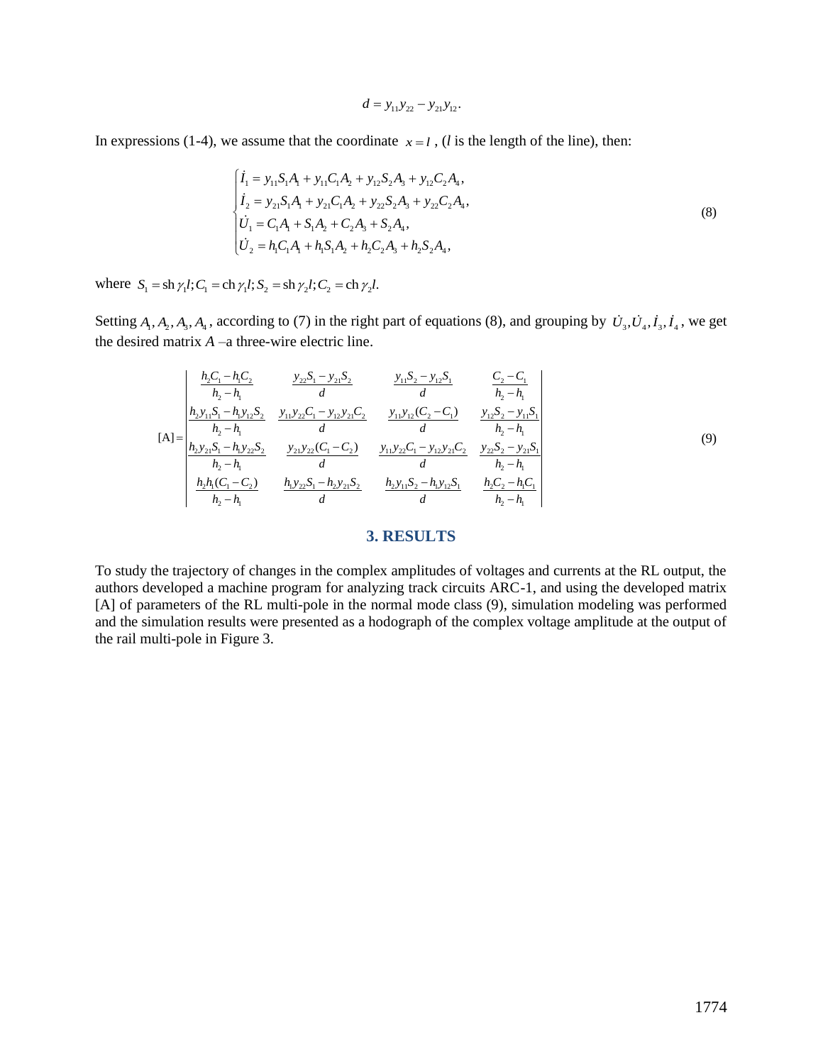$$d = y_{11}y_{22} - y_{21}y_{12}.$$

In expressions (1-4), we assume that the coordinate $x = l$, ($l$ is the length of the line), then:

$$\begin{cases} \dot{I}_1 = y_{11}S_1A_1 + y_{11}C_1A_2 + y_{12}S_2A_3 + y_{12}C_2A_4, \\ \dot{I}_2 = y_{21}S_1A_1 + y_{21}C_1A_2 + y_{22}S_2A_3 + y_{22}C_2A_4, \\ \dot{U}_1 = C_1A_1 + S_1A_2 + C_2A_3 + S_2A_4, \\ \dot{U}_2 = h_1C_1A_1 + h_1S_1A_2 + h_2C_2A_3 + h_2S_2A_4, \end{cases} \tag{8}$$

where $S_1 = \operatorname{sh}\gamma_1 l; C_1 = \operatorname{ch}\gamma_1 l; S_2 = \operatorname{sh}\gamma_2 l; C_2 = \operatorname{ch}\gamma_2 l.$

Setting $A_1, A_2, A_3, A_4$, according to (7) in the right part of equations (8), and grouping by $\dot{U}_3, \dot{U}_4, \dot{I}_3, \dot{I}_4$, we get the desired matrix $A$ –a three-wire electric line.

$$[\mathrm{A}] = \begin{vmatrix} \dfrac{h_2C_1 - h_1C_2}{h_2 - h_1} & \dfrac{y_{22}S_1 - y_{21}S_2}{d} & \dfrac{y_{11}S_2 - y_{12}S_1}{d} & \dfrac{C_2 - C_1}{h_2 - h_1} \\ \dfrac{h_2y_{11}S_1 - h_1y_{12}S_2}{h_2 - h_1} & \dfrac{y_{11}y_{22}C_1 - y_{12}y_{21}C_2}{d} & \dfrac{y_{11}y_{12}(C_2 - C_1)}{d} & \dfrac{y_{12}S_2 - y_{11}S_1}{h_2 - h_1} \\ \dfrac{h_2y_{21}S_1 - h_1y_{22}S_2}{h_2 - h_1} & \dfrac{y_{21}y_{22}(C_1 - C_2)}{d} & \dfrac{y_{11}y_{22}C_1 - y_{12}y_{21}C_2}{d} & \dfrac{y_{22}S_2 - y_{21}S_1}{h_2 - h_1} \\ \dfrac{h_2h_1(C_1 - C_2)}{h_2 - h_1} & \dfrac{h_1y_{22}S_1 - h_2y_{21}S_2}{d} & \dfrac{h_2y_{11}S_2 - h_1y_{12}S_1}{d} & \dfrac{h_2C_2 - h_1C_1}{h_2 - h_1} \end{vmatrix} \tag{9}$$

## 3. RESULTS

To study the trajectory of changes in the complex amplitudes of voltages and currents at the RL output, the authors developed a machine program for analyzing track circuits ARC-1, and using the developed matrix [A] of parameters of the RL multi-pole in the normal mode class (9), simulation modeling was performed and the simulation results were presented as a hodograph of the complex voltage amplitude at the output of the rail multi-pole in Figure 3.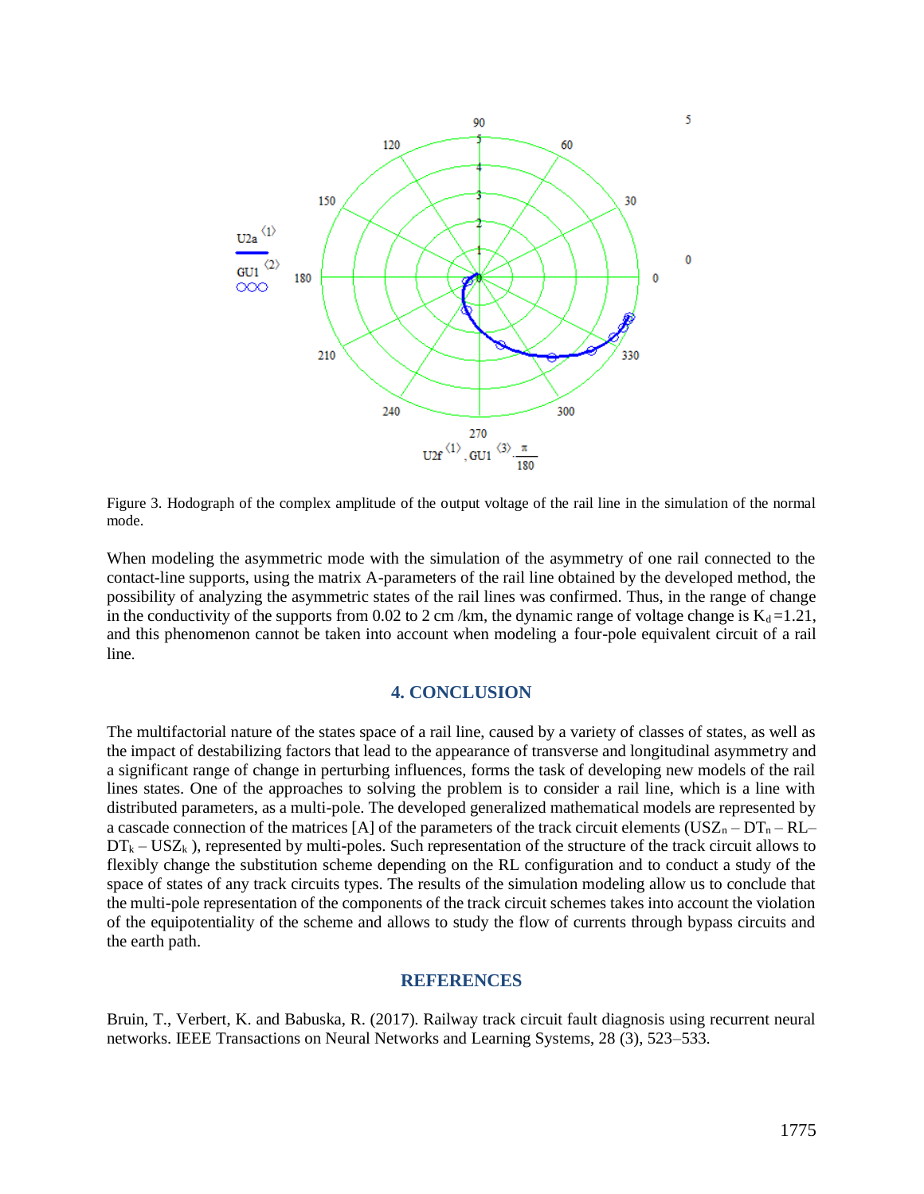90
120
60
150
30
180
0
210
330
240
300
270
5
0
1
2
3
4
5
U2a ⟨1⟩
GU1 ⟨2⟩
U2f ⟨1⟩ , GU1 ⟨3⟩ $\cdot \frac{\pi}{180}$

Figure 3. Hodograph of the complex amplitude of the output voltage of the rail line in the simulation of the normal mode.

When modeling the asymmetric mode with the simulation of the asymmetry of one rail connected to the contact-line supports, using the matrix A-parameters of the rail line obtained by the developed method, the possibility of analyzing the asymmetric states of the rail lines was confirmed. Thus, in the range of change in the conductivity of the supports from 0.02 to 2 cm /km, the dynamic range of voltage change is $K_d$ =1.21, and this phenomenon cannot be taken into account when modeling a four-pole equivalent circuit of a rail line.

## 4. CONCLUSION

The multifactorial nature of the states space of a rail line, caused by a variety of classes of states, as well as the impact of destabilizing factors that lead to the appearance of transverse and longitudinal asymmetry and a significant range of change in perturbing influences, forms the task of developing new models of the rail lines states. One of the approaches to solving the problem is to consider a rail line, which is a line with distributed parameters, as a multi-pole. The developed generalized mathematical models are represented by a cascade connection of the matrices [A] of the parameters of the track circuit elements ($USZ_n$ – $DT_n$ – RL– $DT_k$ – $USZ_k$ ), represented by multi-poles. Such representation of the structure of the track circuit allows to flexibly change the substitution scheme depending on the RL configuration and to conduct a study of the space of states of any track circuits types. The results of the simulation modeling allow us to conclude that the multi-pole representation of the components of the track circuit schemes takes into account the violation of the equipotentiality of the scheme and allows to study the flow of currents through bypass circuits and the earth path.

## REFERENCES

Bruin, T., Verbert, K. and Babuska, R. (2017). Railway track circuit fault diagnosis using recurrent neural networks. IEEE Transactions on Neural Networks and Learning Systems, 28 (3), 523–533.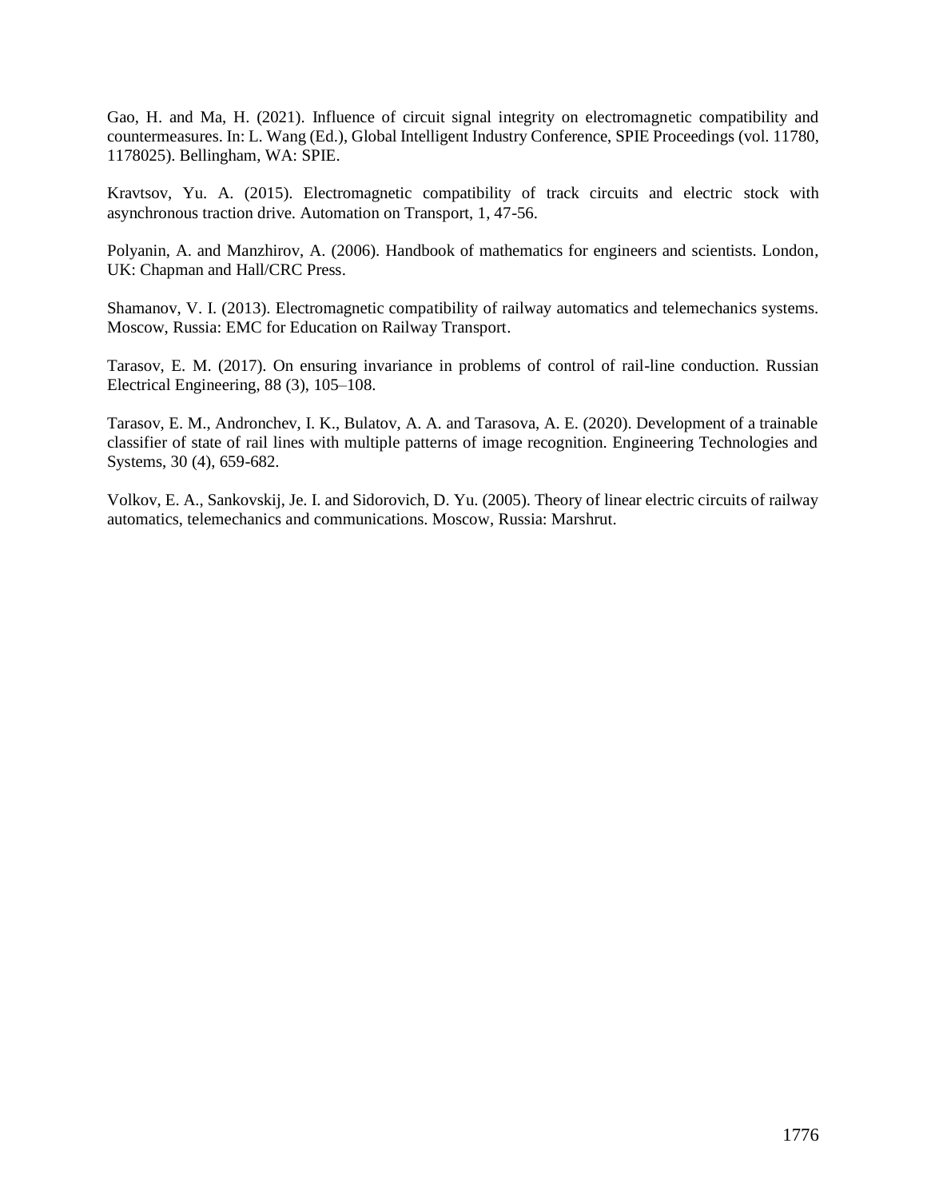Gao, H. and Ma, H. (2021). Influence of circuit signal integrity on electromagnetic compatibility and countermeasures. In: L. Wang (Ed.), Global Intelligent Industry Conference, SPIE Proceedings (vol. 11780, 1178025). Bellingham, WA: SPIE.

Kravtsov, Yu. A. (2015). Electromagnetic compatibility of track circuits and electric stock with asynchronous traction drive. Automation on Transport, 1, 47-56.

Polyanin, A. and Manzhirov, A. (2006). Handbook of mathematics for engineers and scientists. London, UK: Chapman and Hall/CRC Press.

Shamanov, V. I. (2013). Electromagnetic compatibility of railway automatics and telemechanics systems. Moscow, Russia: EMC for Education on Railway Transport.

Tarasov, E. M. (2017). On ensuring invariance in problems of control of rail-line conduction. Russian Electrical Engineering, 88 (3), 105–108.

Tarasov, E. M., Andronchev, I. K., Bulatov, A. A. and Tarasova, A. E. (2020). Development of a trainable classifier of state of rail lines with multiple patterns of image recognition. Engineering Technologies and Systems, 30 (4), 659-682.

Volkov, E. A., Sankovskij, Je. I. and Sidorovich, D. Yu. (2005). Theory of linear electric circuits of railway automatics, telemechanics and communications. Moscow, Russia: Marshrut.